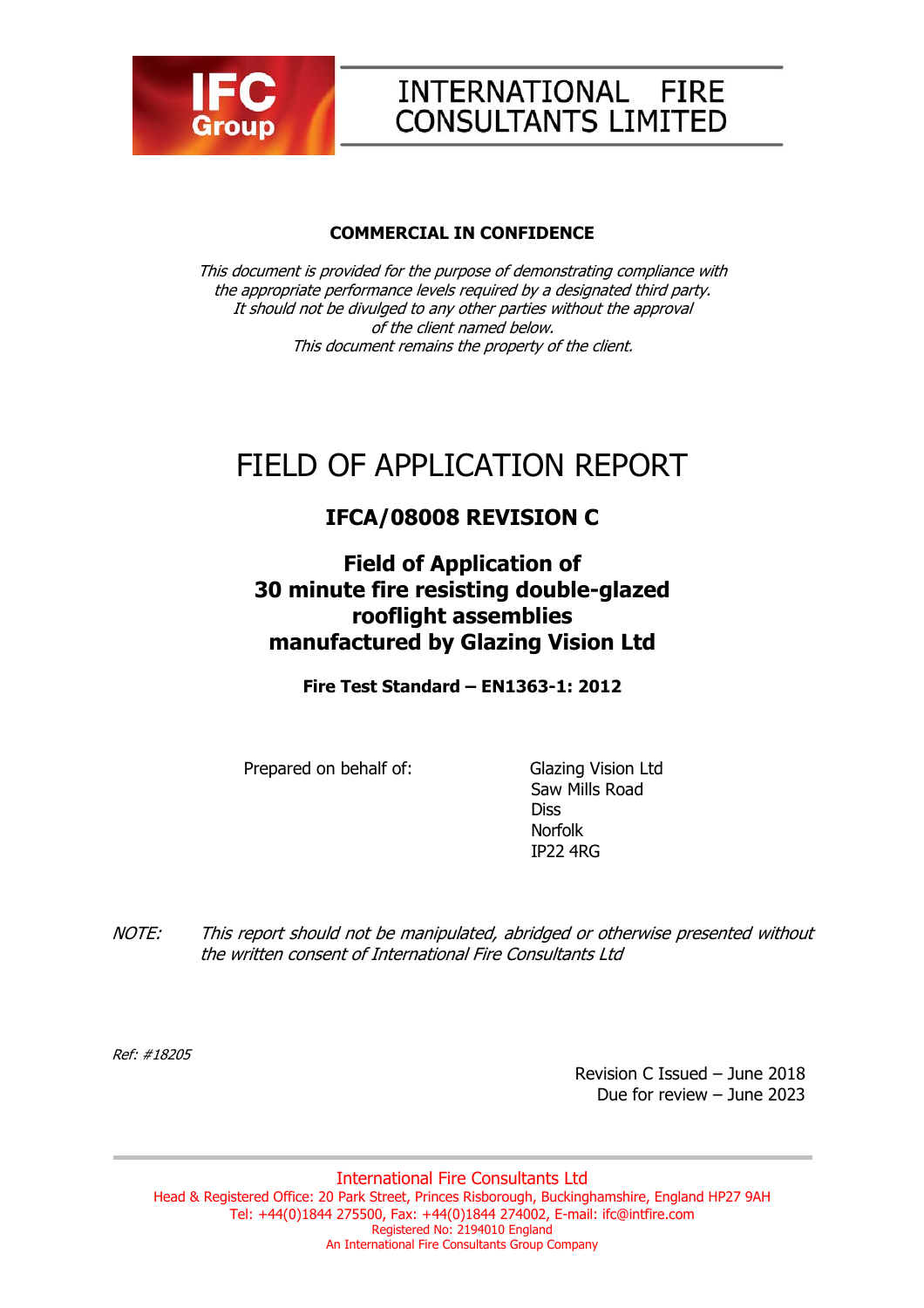IFC Group

INTERNATIONAL FIRE CONSULTANTS LIMITED

**COMMERCIAL IN CONFIDENCE**

*This document is provided for the purpose of demonstrating compliance with the appropriate performance levels required by a designated third party. It should not be divulged to any other parties without the approval of the client named below. This document remains the property of the client.*

# FIELD OF APPLICATION REPORT

## IFCA/08008 REVISION C

## Field of Application of 30 minute fire resisting double-glazed rooflight assemblies manufactured by Glazing Vision Ltd

**Fire Test Standard – EN1363-1: 2012**

Prepared on behalf of:

Glazing Vision Ltd
Saw Mills Road
Diss
Norfolk
IP22 4RG

*NOTE: This report should not be manipulated, abridged or otherwise presented without the written consent of International Fire Consultants Ltd*

*Ref: #18205*

Revision C Issued – June 2018
Due for review – June 2023

International Fire Consultants Ltd
Head & Registered Office: 20 Park Street, Princes Risborough, Buckinghamshire, England HP27 9AH
Tel: +44(0)1844 275500, Fax: +44(0)1844 274002, E-mail: ifc@intfire.com
Registered No: 2194010 England
An International Fire Consultants Group Company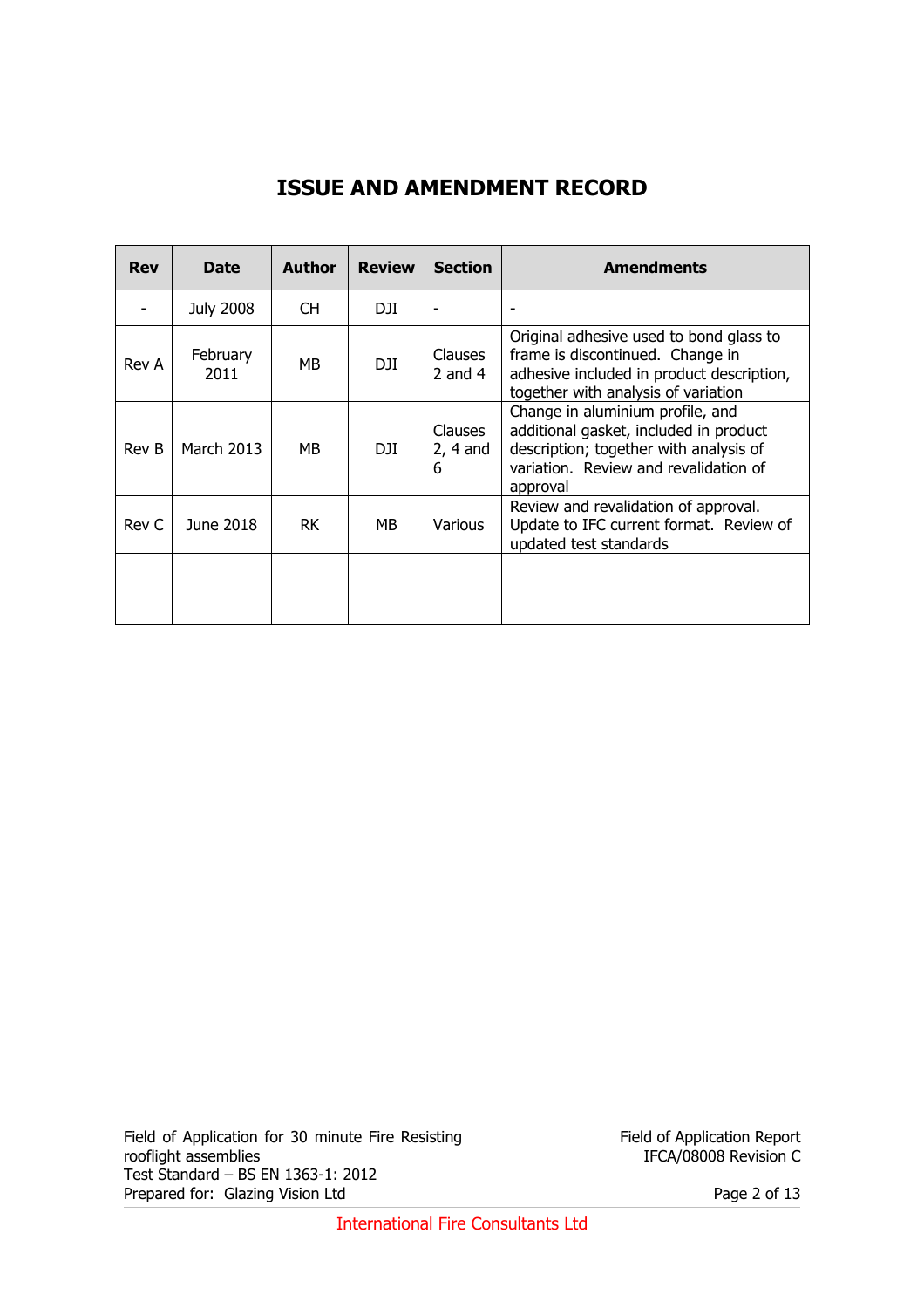# ISSUE AND AMENDMENT RECORD

| Rev | Date | Author | Review | Section | Amendments |
|---|---|---|---|---|---|
| - | July 2008 | CH | DJI | - | - |
| Rev A | February 2011 | MB | DJI | Clauses 2 and 4 | Original adhesive used to bond glass to frame is discontinued. Change in adhesive included in product description, together with analysis of variation |
| Rev B | March 2013 | MB | DJI | Clauses 2, 4 and 6 | Change in aluminium profile, and additional gasket, included in product description; together with analysis of variation. Review and revalidation of approval |
| Rev C | June 2018 | RK | MB | Various | Review and revalidation of approval. Update to IFC current format. Review of updated test standards |
| | | | | | |
| | | | | | |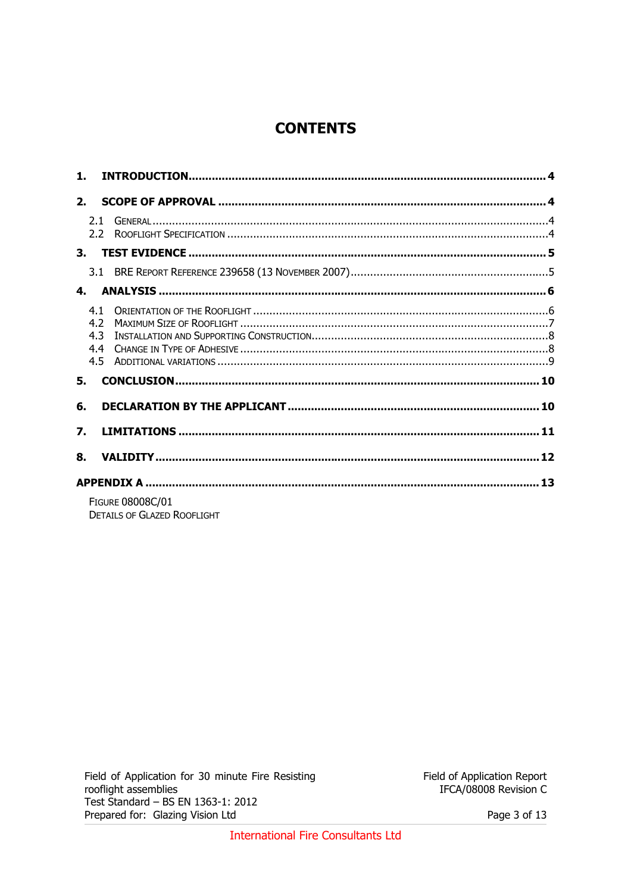# CONTENTS

| | | |
|---|---|---|
| **1.** | **INTRODUCTION** | **4** |
| **2.** | **SCOPE OF APPROVAL** | **4** |
| 2.1 | GENERAL | 4 |
| 2.2 | ROOFLIGHT SPECIFICATION | 4 |
| **3.** | **TEST EVIDENCE** | **5** |
| 3.1 | BRE REPORT REFERENCE 239658 (13 NOVEMBER 2007) | 5 |
| **4.** | **ANALYSIS** | **6** |
| 4.1 | ORIENTATION OF THE ROOFLIGHT | 6 |
| 4.2 | MAXIMUM SIZE OF ROOFLIGHT | 7 |
| 4.3 | INSTALLATION AND SUPPORTING CONSTRUCTION | 8 |
| 4.4 | CHANGE IN TYPE OF ADHESIVE | 8 |
| 4.5 | ADDITIONAL VARIATIONS | 9 |
| **5.** | **CONCLUSION** | **10** |
| **6.** | **DECLARATION BY THE APPLICANT** | **10** |
| **7.** | **LIMITATIONS** | **11** |
| **8.** | **VALIDITY** | **12** |
| **APPENDIX A** | | **13** |

FIGURE 08008C/01
DETAILS OF GLAZED ROOFLIGHT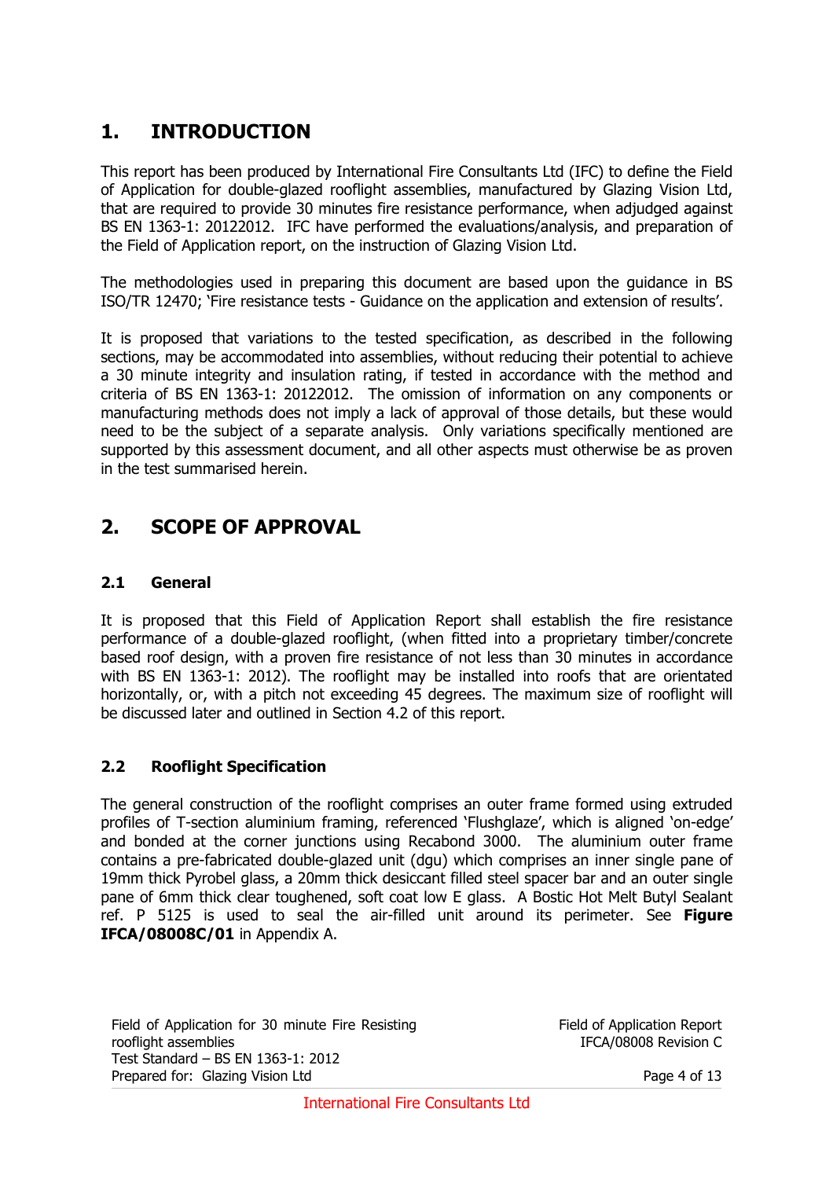## 1. INTRODUCTION

This report has been produced by International Fire Consultants Ltd (IFC) to define the Field of Application for double-glazed rooflight assemblies, manufactured by Glazing Vision Ltd, that are required to provide 30 minutes fire resistance performance, when adjudged against BS EN 1363-1: 20122012. IFC have performed the evaluations/analysis, and preparation of the Field of Application report, on the instruction of Glazing Vision Ltd.

The methodologies used in preparing this document are based upon the guidance in BS ISO/TR 12470; 'Fire resistance tests - Guidance on the application and extension of results'.

It is proposed that variations to the tested specification, as described in the following sections, may be accommodated into assemblies, without reducing their potential to achieve a 30 minute integrity and insulation rating, if tested in accordance with the method and criteria of BS EN 1363-1: 20122012. The omission of information on any components or manufacturing methods does not imply a lack of approval of those details, but these would need to be the subject of a separate analysis. Only variations specifically mentioned are supported by this assessment document, and all other aspects must otherwise be as proven in the test summarised herein.

## 2. SCOPE OF APPROVAL

### 2.1 General

It is proposed that this Field of Application Report shall establish the fire resistance performance of a double-glazed rooflight, (when fitted into a proprietary timber/concrete based roof design, with a proven fire resistance of not less than 30 minutes in accordance with BS EN 1363-1: 2012). The rooflight may be installed into roofs that are orientated horizontally, or, with a pitch not exceeding 45 degrees. The maximum size of rooflight will be discussed later and outlined in Section 4.2 of this report.

### 2.2 Rooflight Specification

The general construction of the rooflight comprises an outer frame formed using extruded profiles of T-section aluminium framing, referenced 'Flushglaze', which is aligned 'on-edge' and bonded at the corner junctions using Recabond 3000. The aluminium outer frame contains a pre-fabricated double-glazed unit (dgu) which comprises an inner single pane of 19mm thick Pyrobel glass, a 20mm thick desiccant filled steel spacer bar and an outer single pane of 6mm thick clear toughened, soft coat low E glass. A Bostic Hot Melt Butyl Sealant ref. P 5125 is used to seal the air-filled unit around its perimeter. See **Figure IFCA/08008C/01** in Appendix A.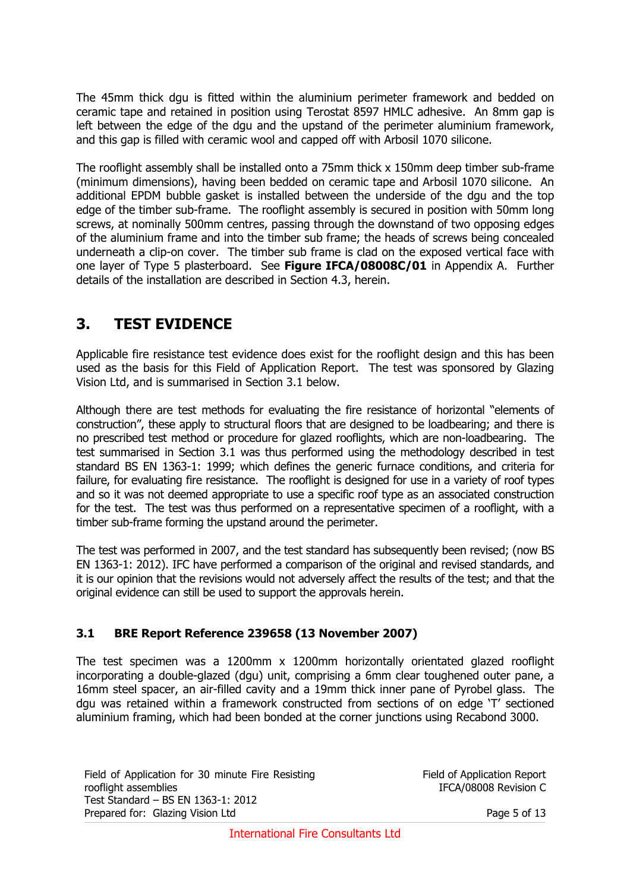The 45mm thick dgu is fitted within the aluminium perimeter framework and bedded on ceramic tape and retained in position using Terostat 8597 HMLC adhesive. An 8mm gap is left between the edge of the dgu and the upstand of the perimeter aluminium framework, and this gap is filled with ceramic wool and capped off with Arbosil 1070 silicone.

The rooflight assembly shall be installed onto a 75mm thick x 150mm deep timber sub-frame (minimum dimensions), having been bedded on ceramic tape and Arbosil 1070 silicone. An additional EPDM bubble gasket is installed between the underside of the dgu and the top edge of the timber sub-frame. The rooflight assembly is secured in position with 50mm long screws, at nominally 500mm centres, passing through the downstand of two opposing edges of the aluminium frame and into the timber sub frame; the heads of screws being concealed underneath a clip-on cover. The timber sub frame is clad on the exposed vertical face with one layer of Type 5 plasterboard. See **Figure IFCA/08008C/01** in Appendix A. Further details of the installation are described in Section 4.3, herein.

## 3. TEST EVIDENCE

Applicable fire resistance test evidence does exist for the rooflight design and this has been used as the basis for this Field of Application Report. The test was sponsored by Glazing Vision Ltd, and is summarised in Section 3.1 below.

Although there are test methods for evaluating the fire resistance of horizontal "elements of construction", these apply to structural floors that are designed to be loadbearing; and there is no prescribed test method or procedure for glazed rooflights, which are non-loadbearing. The test summarised in Section 3.1 was thus performed using the methodology described in test standard BS EN 1363-1: 1999; which defines the generic furnace conditions, and criteria for failure, for evaluating fire resistance. The rooflight is designed for use in a variety of roof types and so it was not deemed appropriate to use a specific roof type as an associated construction for the test. The test was thus performed on a representative specimen of a rooflight, with a timber sub-frame forming the upstand around the perimeter.

The test was performed in 2007, and the test standard has subsequently been revised; (now BS EN 1363-1: 2012). IFC have performed a comparison of the original and revised standards, and it is our opinion that the revisions would not adversely affect the results of the test; and that the original evidence can still be used to support the approvals herein.

### 3.1 BRE Report Reference 239658 (13 November 2007)

The test specimen was a 1200mm x 1200mm horizontally orientated glazed rooflight incorporating a double-glazed (dgu) unit, comprising a 6mm clear toughened outer pane, a 16mm steel spacer, an air-filled cavity and a 19mm thick inner pane of Pyrobel glass. The dgu was retained within a framework constructed from sections of on edge 'T' sectioned aluminium framing, which had been bonded at the corner junctions using Recabond 3000.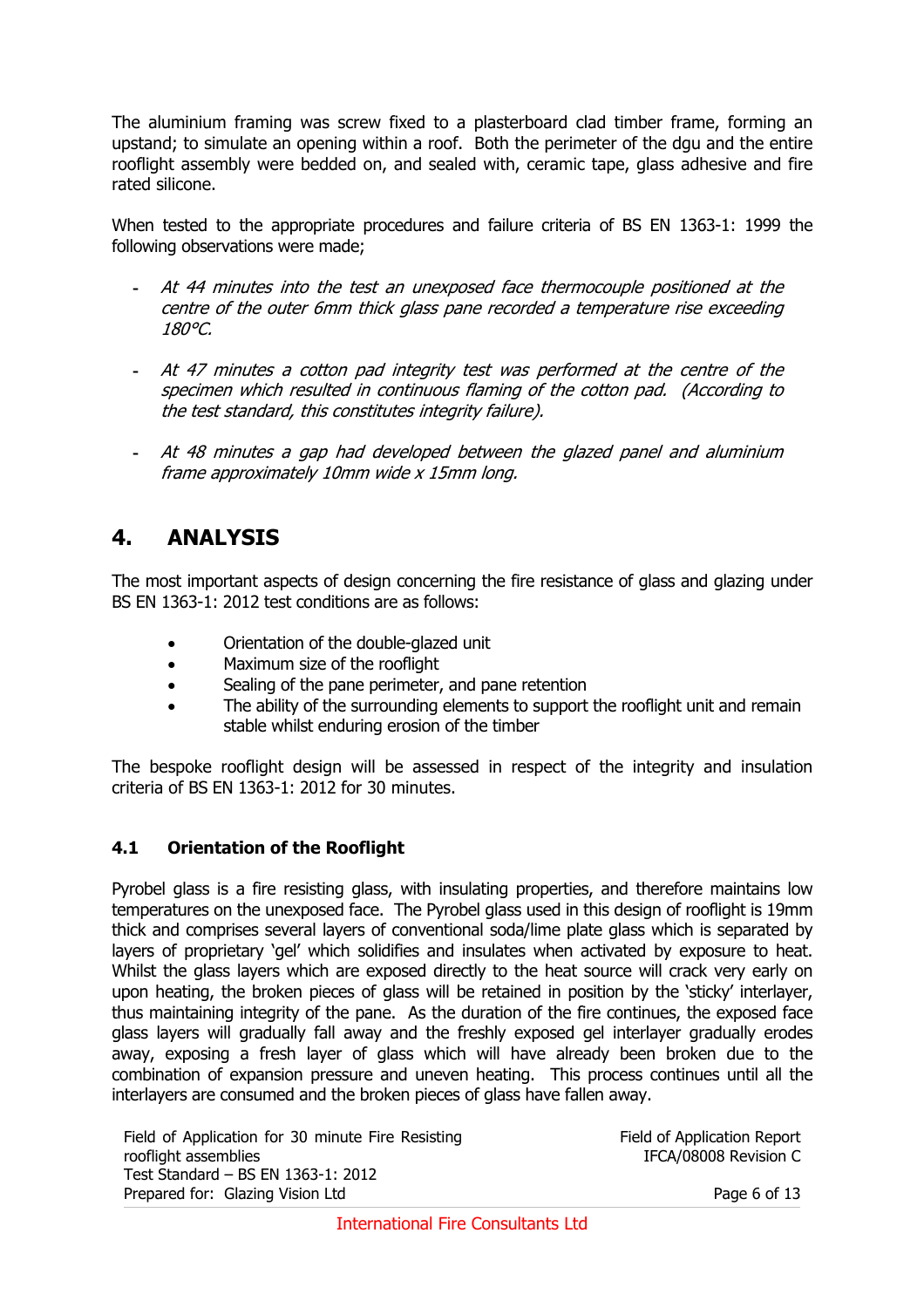The aluminium framing was screw fixed to a plasterboard clad timber frame, forming an upstand; to simulate an opening within a roof. Both the perimeter of the dgu and the entire rooflight assembly were bedded on, and sealed with, ceramic tape, glass adhesive and fire rated silicone.

When tested to the appropriate procedures and failure criteria of BS EN 1363-1: 1999 the following observations were made;

- *At 44 minutes into the test an unexposed face thermocouple positioned at the centre of the outer 6mm thick glass pane recorded a temperature rise exceeding 180°C.*
- *At 47 minutes a cotton pad integrity test was performed at the centre of the specimen which resulted in continuous flaming of the cotton pad. (According to the test standard, this constitutes integrity failure).*
- *At 48 minutes a gap had developed between the glazed panel and aluminium frame approximately 10mm wide x 15mm long.*

# 4. ANALYSIS

The most important aspects of design concerning the fire resistance of glass and glazing under BS EN 1363-1: 2012 test conditions are as follows:

- Orientation of the double-glazed unit
- Maximum size of the rooflight
- Sealing of the pane perimeter, and pane retention
- The ability of the surrounding elements to support the rooflight unit and remain stable whilst enduring erosion of the timber

The bespoke rooflight design will be assessed in respect of the integrity and insulation criteria of BS EN 1363-1: 2012 for 30 minutes.

## 4.1 Orientation of the Rooflight

Pyrobel glass is a fire resisting glass, with insulating properties, and therefore maintains low temperatures on the unexposed face. The Pyrobel glass used in this design of rooflight is 19mm thick and comprises several layers of conventional soda/lime plate glass which is separated by layers of proprietary 'gel' which solidifies and insulates when activated by exposure to heat. Whilst the glass layers which are exposed directly to the heat source will crack very early on upon heating, the broken pieces of glass will be retained in position by the 'sticky' interlayer, thus maintaining integrity of the pane. As the duration of the fire continues, the exposed face glass layers will gradually fall away and the freshly exposed gel interlayer gradually erodes away, exposing a fresh layer of glass which will have already been broken due to the combination of expansion pressure and uneven heating. This process continues until all the interlayers are consumed and the broken pieces of glass have fallen away.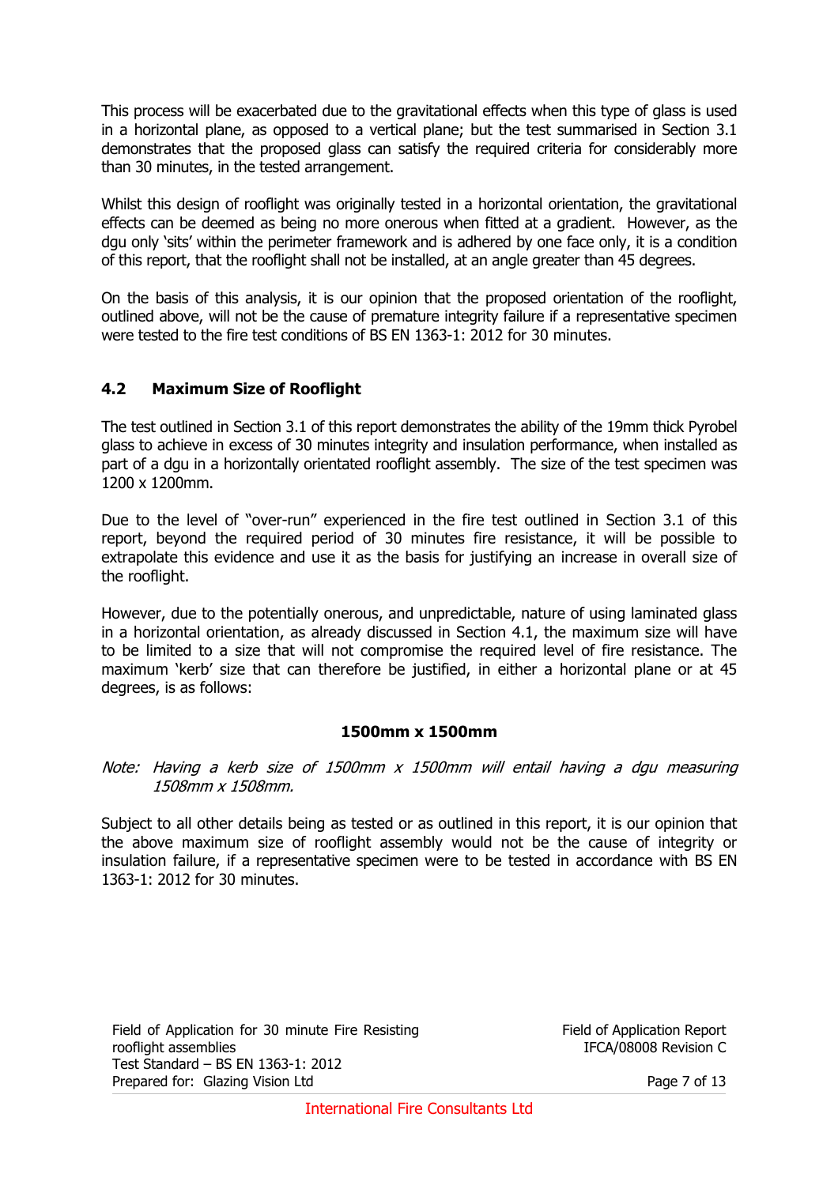This process will be exacerbated due to the gravitational effects when this type of glass is used in a horizontal plane, as opposed to a vertical plane; but the test summarised in Section 3.1 demonstrates that the proposed glass can satisfy the required criteria for considerably more than 30 minutes, in the tested arrangement.

Whilst this design of rooflight was originally tested in a horizontal orientation, the gravitational effects can be deemed as being no more onerous when fitted at a gradient. However, as the dgu only 'sits' within the perimeter framework and is adhered by one face only, it is a condition of this report, that the rooflight shall not be installed, at an angle greater than 45 degrees.

On the basis of this analysis, it is our opinion that the proposed orientation of the rooflight, outlined above, will not be the cause of premature integrity failure if a representative specimen were tested to the fire test conditions of BS EN 1363-1: 2012 for 30 minutes.

### 4.2 Maximum Size of Rooflight

The test outlined in Section 3.1 of this report demonstrates the ability of the 19mm thick Pyrobel glass to achieve in excess of 30 minutes integrity and insulation performance, when installed as part of a dgu in a horizontally orientated rooflight assembly. The size of the test specimen was 1200 x 1200mm.

Due to the level of "over-run" experienced in the fire test outlined in Section 3.1 of this report, beyond the required period of 30 minutes fire resistance, it will be possible to extrapolate this evidence and use it as the basis for justifying an increase in overall size of the rooflight.

However, due to the potentially onerous, and unpredictable, nature of using laminated glass in a horizontal orientation, as already discussed in Section 4.1, the maximum size will have to be limited to a size that will not compromise the required level of fire resistance. The maximum 'kerb' size that can therefore be justified, in either a horizontal plane or at 45 degrees, is as follows:

**1500mm x 1500mm**

*Note: Having a kerb size of 1500mm x 1500mm will entail having a dgu measuring 1508mm x 1508mm.*

Subject to all other details being as tested or as outlined in this report, it is our opinion that the above maximum size of rooflight assembly would not be the cause of integrity or insulation failure, if a representative specimen were to be tested in accordance with BS EN 1363-1: 2012 for 30 minutes.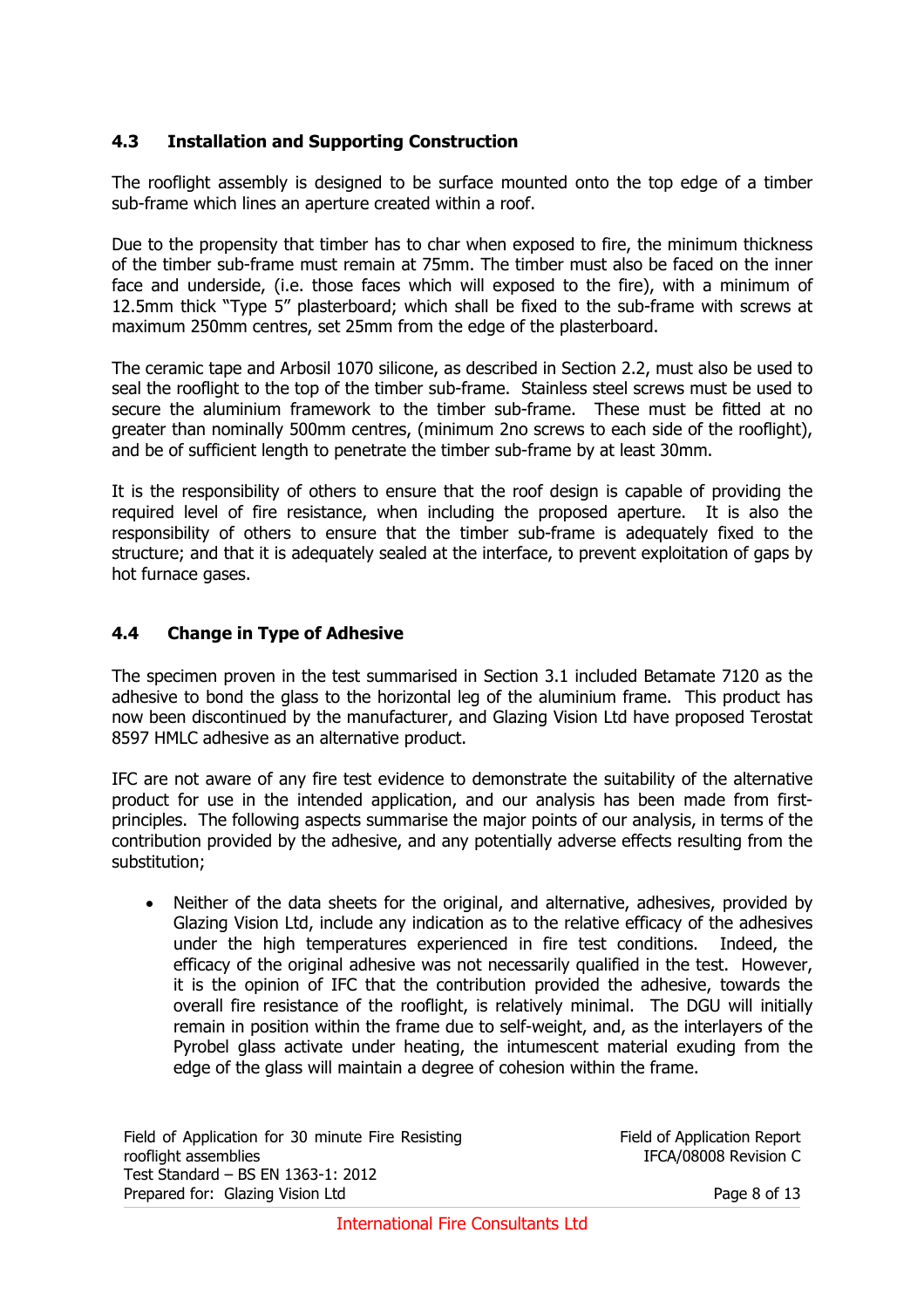## 4.3 Installation and Supporting Construction

The rooflight assembly is designed to be surface mounted onto the top edge of a timber sub-frame which lines an aperture created within a roof.

Due to the propensity that timber has to char when exposed to fire, the minimum thickness of the timber sub-frame must remain at 75mm. The timber must also be faced on the inner face and underside, (i.e. those faces which will exposed to the fire), with a minimum of 12.5mm thick "Type 5" plasterboard; which shall be fixed to the sub-frame with screws at maximum 250mm centres, set 25mm from the edge of the plasterboard.

The ceramic tape and Arbosil 1070 silicone, as described in Section 2.2, must also be used to seal the rooflight to the top of the timber sub-frame. Stainless steel screws must be used to secure the aluminium framework to the timber sub-frame. These must be fitted at no greater than nominally 500mm centres, (minimum 2no screws to each side of the rooflight), and be of sufficient length to penetrate the timber sub-frame by at least 30mm.

It is the responsibility of others to ensure that the roof design is capable of providing the required level of fire resistance, when including the proposed aperture. It is also the responsibility of others to ensure that the timber sub-frame is adequately fixed to the structure; and that it is adequately sealed at the interface, to prevent exploitation of gaps by hot furnace gases.

## 4.4 Change in Type of Adhesive

The specimen proven in the test summarised in Section 3.1 included Betamate 7120 as the adhesive to bond the glass to the horizontal leg of the aluminium frame. This product has now been discontinued by the manufacturer, and Glazing Vision Ltd have proposed Terostat 8597 HMLC adhesive as an alternative product.

IFC are not aware of any fire test evidence to demonstrate the suitability of the alternative product for use in the intended application, and our analysis has been made from first-principles. The following aspects summarise the major points of our analysis, in terms of the contribution provided by the adhesive, and any potentially adverse effects resulting from the substitution;

- Neither of the data sheets for the original, and alternative, adhesives, provided by Glazing Vision Ltd, include any indication as to the relative efficacy of the adhesives under the high temperatures experienced in fire test conditions. Indeed, the efficacy of the original adhesive was not necessarily qualified in the test. However, it is the opinion of IFC that the contribution provided the adhesive, towards the overall fire resistance of the rooflight, is relatively minimal. The DGU will initially remain in position within the frame due to self-weight, and, as the interlayers of the Pyrobel glass activate under heating, the intumescent material exuding from the edge of the glass will maintain a degree of cohesion within the frame.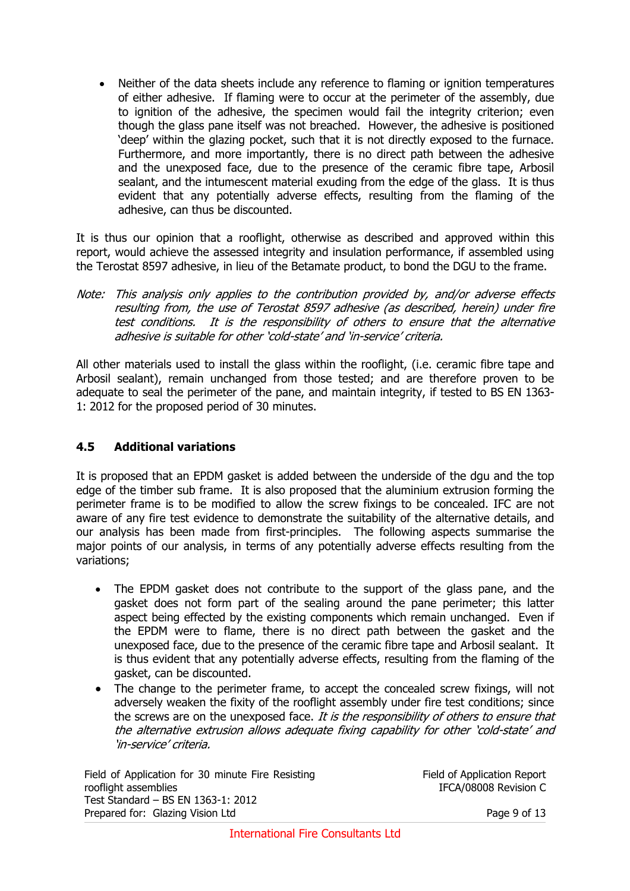- Neither of the data sheets include any reference to flaming or ignition temperatures of either adhesive. If flaming were to occur at the perimeter of the assembly, due to ignition of the adhesive, the specimen would fail the integrity criterion; even though the glass pane itself was not breached. However, the adhesive is positioned 'deep' within the glazing pocket, such that it is not directly exposed to the furnace. Furthermore, and more importantly, there is no direct path between the adhesive and the unexposed face, due to the presence of the ceramic fibre tape, Arbosil sealant, and the intumescent material exuding from the edge of the glass. It is thus evident that any potentially adverse effects, resulting from the flaming of the adhesive, can thus be discounted.

It is thus our opinion that a rooflight, otherwise as described and approved within this report, would achieve the assessed integrity and insulation performance, if assembled using the Terostat 8597 adhesive, in lieu of the Betamate product, to bond the DGU to the frame.

*Note: This analysis only applies to the contribution provided by, and/or adverse effects resulting from, the use of Terostat 8597 adhesive (as described, herein) under fire test conditions. It is the responsibility of others to ensure that the alternative adhesive is suitable for other 'cold-state' and 'in-service' criteria.*

All other materials used to install the glass within the rooflight, (i.e. ceramic fibre tape and Arbosil sealant), remain unchanged from those tested; and are therefore proven to be adequate to seal the perimeter of the pane, and maintain integrity, if tested to BS EN 1363-1: 2012 for the proposed period of 30 minutes.

### 4.5 Additional variations

It is proposed that an EPDM gasket is added between the underside of the dgu and the top edge of the timber sub frame. It is also proposed that the aluminium extrusion forming the perimeter frame is to be modified to allow the screw fixings to be concealed. IFC are not aware of any fire test evidence to demonstrate the suitability of the alternative details, and our analysis has been made from first-principles. The following aspects summarise the major points of our analysis, in terms of any potentially adverse effects resulting from the variations;

- The EPDM gasket does not contribute to the support of the glass pane, and the gasket does not form part of the sealing around the pane perimeter; this latter aspect being effected by the existing components which remain unchanged. Even if the EPDM were to flame, there is no direct path between the gasket and the unexposed face, due to the presence of the ceramic fibre tape and Arbosil sealant. It is thus evident that any potentially adverse effects, resulting from the flaming of the gasket, can be discounted.
- The change to the perimeter frame, to accept the concealed screw fixings, will not adversely weaken the fixity of the rooflight assembly under fire test conditions; since the screws are on the unexposed face. *It is the responsibility of others to ensure that the alternative extrusion allows adequate fixing capability for other 'cold-state' and 'in-service' criteria.*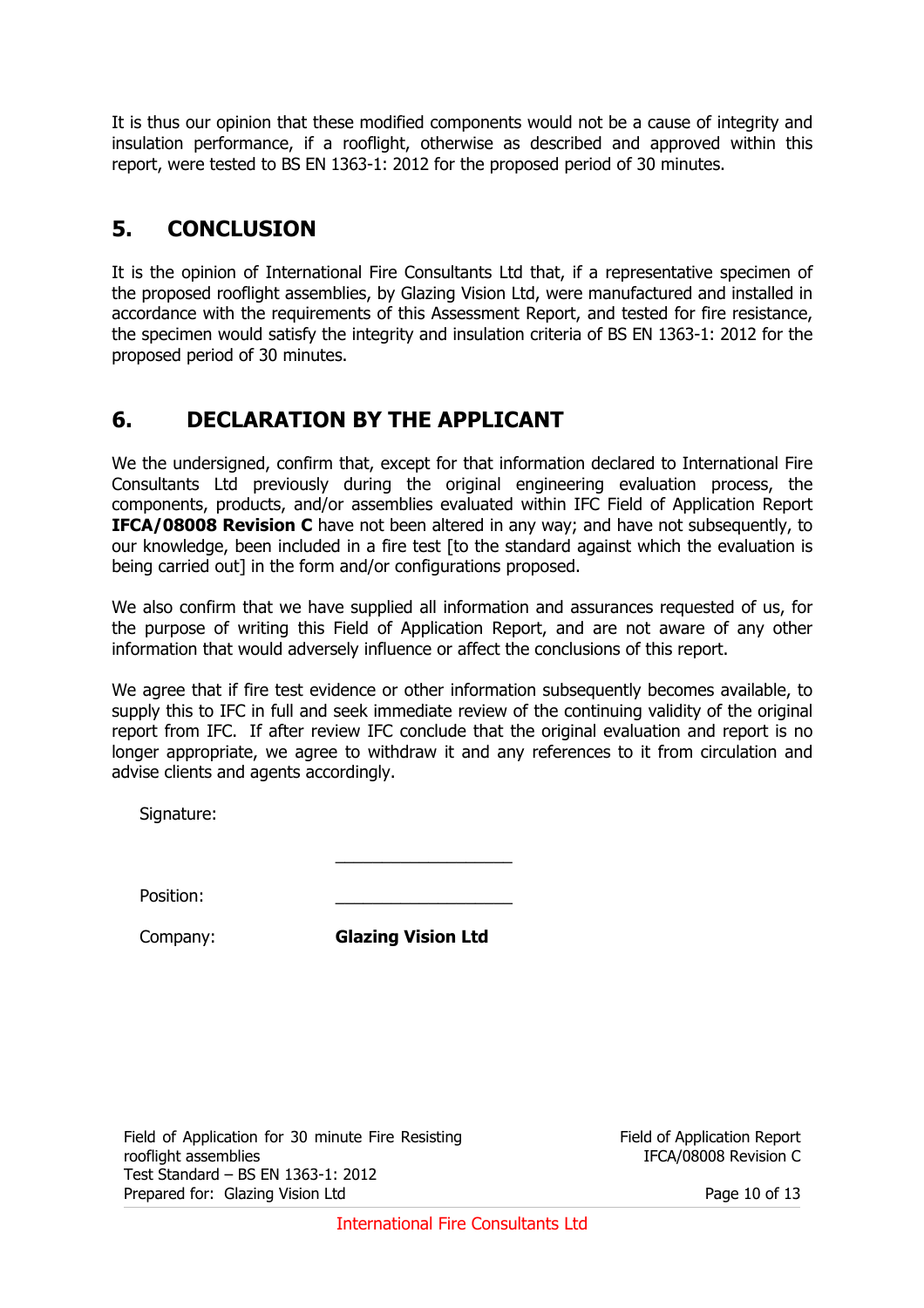It is thus our opinion that these modified components would not be a cause of integrity and insulation performance, if a rooflight, otherwise as described and approved within this report, were tested to BS EN 1363-1: 2012 for the proposed period of 30 minutes.

## 5. CONCLUSION

It is the opinion of International Fire Consultants Ltd that, if a representative specimen of the proposed rooflight assemblies, by Glazing Vision Ltd, were manufactured and installed in accordance with the requirements of this Assessment Report, and tested for fire resistance, the specimen would satisfy the integrity and insulation criteria of BS EN 1363-1: 2012 for the proposed period of 30 minutes.

## 6. DECLARATION BY THE APPLICANT

We the undersigned, confirm that, except for that information declared to International Fire Consultants Ltd previously during the original engineering evaluation process, the components, products, and/or assemblies evaluated within IFC Field of Application Report **IFCA/08008 Revision C** have not been altered in any way; and have not subsequently, to our knowledge, been included in a fire test [to the standard against which the evaluation is being carried out] in the form and/or configurations proposed.

We also confirm that we have supplied all information and assurances requested of us, for the purpose of writing this Field of Application Report, and are not aware of any other information that would adversely influence or affect the conclusions of this report.

We agree that if fire test evidence or other information subsequently becomes available, to supply this to IFC in full and seek immediate review of the continuing validity of the original report from IFC. If after review IFC conclude that the original evaluation and report is no longer appropriate, we agree to withdraw it and any references to it from circulation and advise clients and agents accordingly.

Signature: ___________________

Position: ___________________

Company: **Glazing Vision Ltd**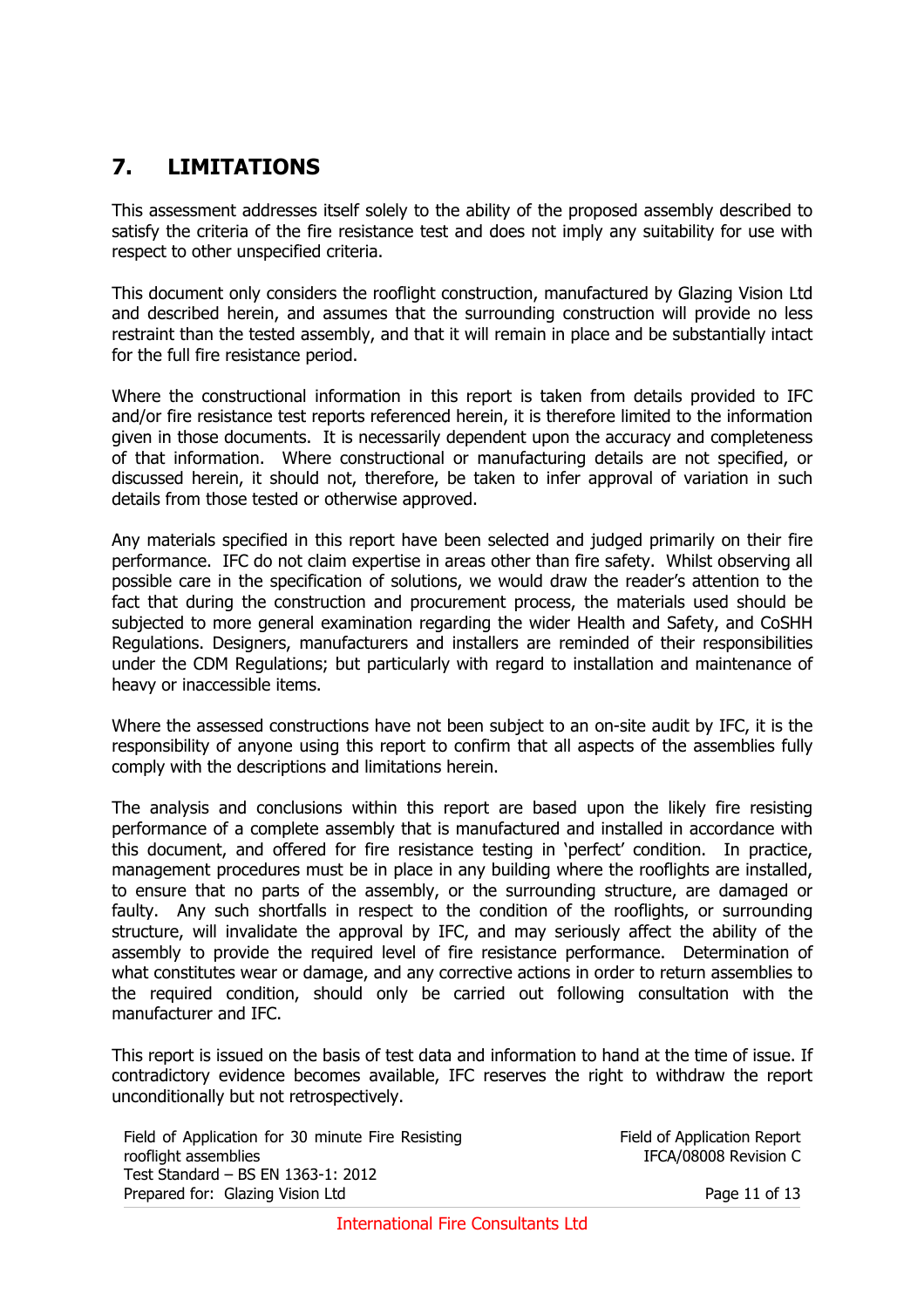## 7. LIMITATIONS

This assessment addresses itself solely to the ability of the proposed assembly described to satisfy the criteria of the fire resistance test and does not imply any suitability for use with respect to other unspecified criteria.

This document only considers the rooflight construction, manufactured by Glazing Vision Ltd and described herein, and assumes that the surrounding construction will provide no less restraint than the tested assembly, and that it will remain in place and be substantially intact for the full fire resistance period.

Where the constructional information in this report is taken from details provided to IFC and/or fire resistance test reports referenced herein, it is therefore limited to the information given in those documents. It is necessarily dependent upon the accuracy and completeness of that information. Where constructional or manufacturing details are not specified, or discussed herein, it should not, therefore, be taken to infer approval of variation in such details from those tested or otherwise approved.

Any materials specified in this report have been selected and judged primarily on their fire performance. IFC do not claim expertise in areas other than fire safety. Whilst observing all possible care in the specification of solutions, we would draw the reader's attention to the fact that during the construction and procurement process, the materials used should be subjected to more general examination regarding the wider Health and Safety, and CoSHH Regulations. Designers, manufacturers and installers are reminded of their responsibilities under the CDM Regulations; but particularly with regard to installation and maintenance of heavy or inaccessible items.

Where the assessed constructions have not been subject to an on-site audit by IFC, it is the responsibility of anyone using this report to confirm that all aspects of the assemblies fully comply with the descriptions and limitations herein.

The analysis and conclusions within this report are based upon the likely fire resisting performance of a complete assembly that is manufactured and installed in accordance with this document, and offered for fire resistance testing in 'perfect' condition. In practice, management procedures must be in place in any building where the rooflights are installed, to ensure that no parts of the assembly, or the surrounding structure, are damaged or faulty. Any such shortfalls in respect to the condition of the rooflights, or surrounding structure, will invalidate the approval by IFC, and may seriously affect the ability of the assembly to provide the required level of fire resistance performance. Determination of what constitutes wear or damage, and any corrective actions in order to return assemblies to the required condition, should only be carried out following consultation with the manufacturer and IFC.

This report is issued on the basis of test data and information to hand at the time of issue. If contradictory evidence becomes available, IFC reserves the right to withdraw the report unconditionally but not retrospectively.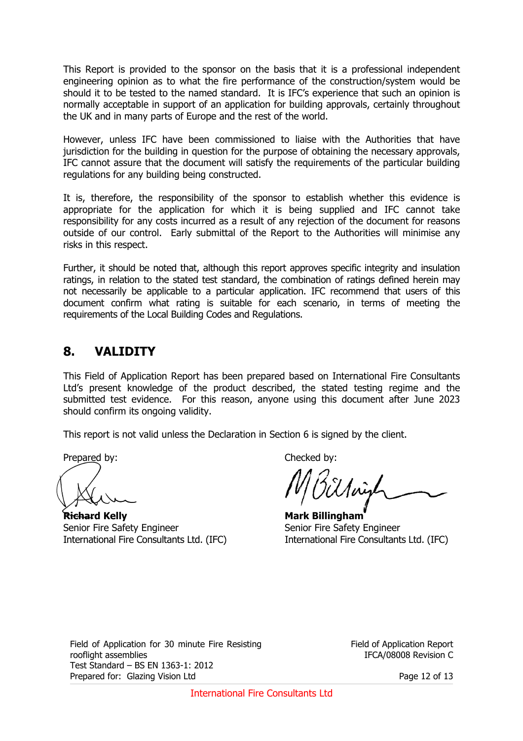This Report is provided to the sponsor on the basis that it is a professional independent engineering opinion as to what the fire performance of the construction/system would be should it to be tested to the named standard. It is IFC's experience that such an opinion is normally acceptable in support of an application for building approvals, certainly throughout the UK and in many parts of Europe and the rest of the world.

However, unless IFC have been commissioned to liaise with the Authorities that have jurisdiction for the building in question for the purpose of obtaining the necessary approvals, IFC cannot assure that the document will satisfy the requirements of the particular building regulations for any building being constructed.

It is, therefore, the responsibility of the sponsor to establish whether this evidence is appropriate for the application for which it is being supplied and IFC cannot take responsibility for any costs incurred as a result of any rejection of the document for reasons outside of our control. Early submittal of the Report to the Authorities will minimise any risks in this respect.

Further, it should be noted that, although this report approves specific integrity and insulation ratings, in relation to the stated test standard, the combination of ratings defined herein may not necessarily be applicable to a particular application. IFC recommend that users of this document confirm what rating is suitable for each scenario, in terms of meeting the requirements of the Local Building Codes and Regulations.

## 8. VALIDITY

This Field of Application Report has been prepared based on International Fire Consultants Ltd's present knowledge of the product described, the stated testing regime and the submitted test evidence. For this reason, anyone using this document after June 2023 should confirm its ongoing validity.

This report is not valid unless the Declaration in Section 6 is signed by the client.

Prepared by:

**Richard Kelly**
Senior Fire Safety Engineer
International Fire Consultants Ltd. (IFC)

Checked by:

**Mark Billingham**
Senior Fire Safety Engineer
International Fire Consultants Ltd. (IFC)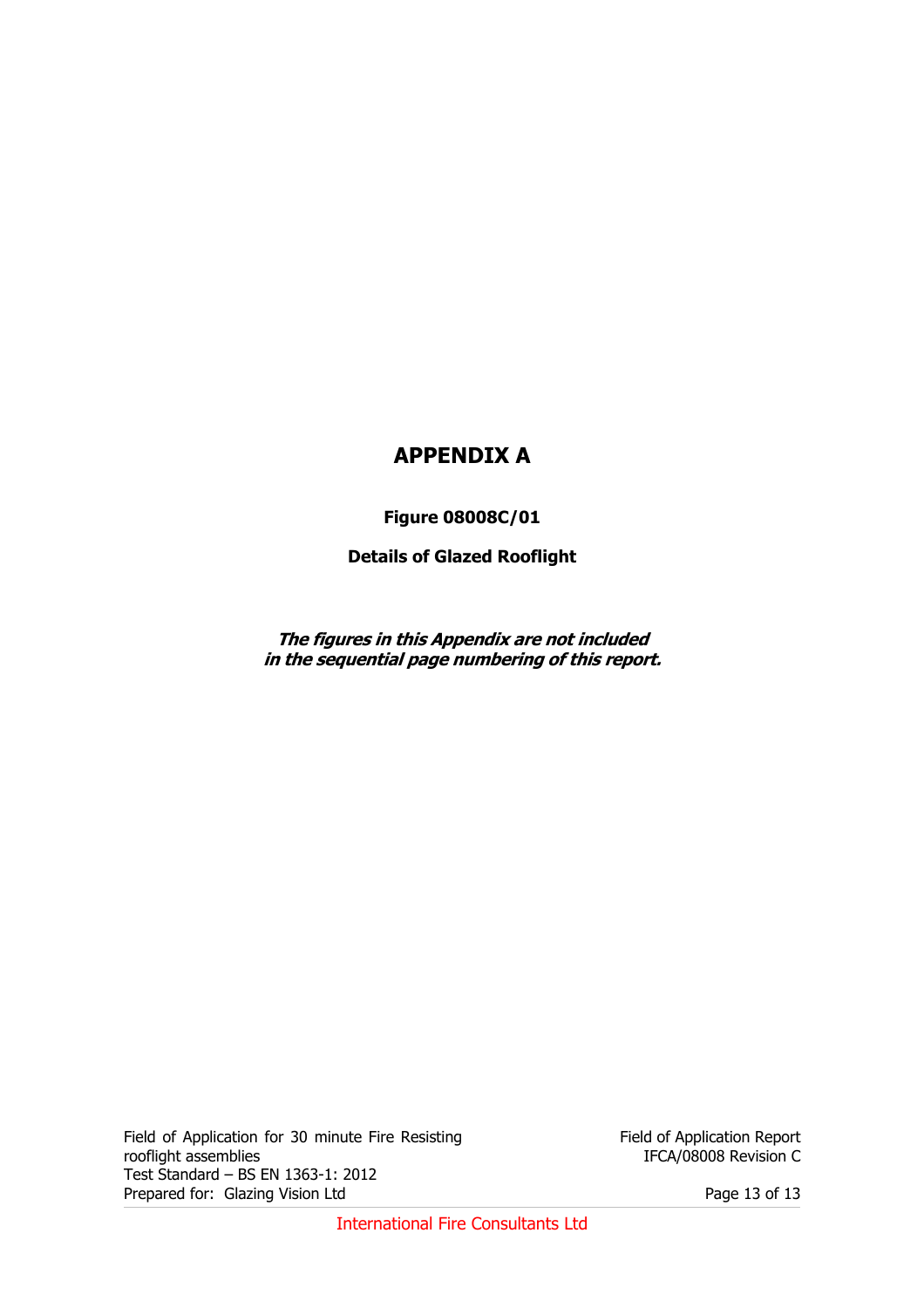# APPENDIX A

**Figure 08008C/01**

**Details of Glazed Rooflight**

***The figures in this Appendix are not included in the sequential page numbering of this report.***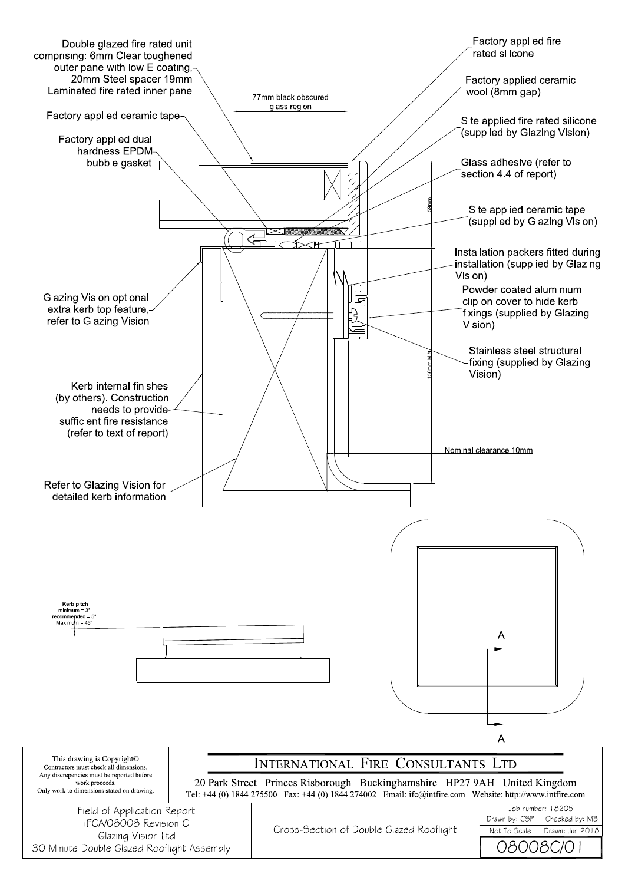Double glazed fire rated unit comprising: 6mm Clear toughened outer pane with low E coating, 20mm Steel spacer 19mm Laminated fire rated inner pane

Factory applied ceramic tape

Factory applied dual hardness EPDM bubble gasket

77mm black obscured glass region

Factory applied fire rated silicone

Factory applied ceramic wool (8mm gap)

Site applied fire rated silicone (supplied by Glazing Vision)

Glass adhesive (refer to section 4.4 of report)

59mm

Site applied ceramic tape (supplied by Glazing Vision)

Installation packers fitted during installation (supplied by Glazing Vision)

Powder coated aluminium clip on cover to hide kerb fixings (supplied by Glazing Vision)

Stainless steel structural fixing (supplied by Glazing Vision)

150mm MIN

Glazing Vision optional extra kerb top feature, refer to Glazing Vision

Kerb internal finishes (by others). Construction needs to provide sufficient fire resistance (refer to text of report)

Nominal clearance 10mm

Refer to Glazing Vision for detailed kerb information

Kerb pitch
minimum = 3°
recommended = 5°
Maximum = 45°

A

A

This drawing is Copyright©
Contractors must check all dimensions.
Any discrepencies must be reported before work proceeds.
Only work to dimensions stated on drawing.

**INTERNATIONAL FIRE CONSULTANTS LTD**

20 Park Street Princes Risborough Buckinghamshire HP27 9AH United Kingdom
Tel: +44 (0) 1844 275500 Fax: +44 (0) 1844 274002 Email: ifc@intfire.com Website: http://www.intfire.com

Field of Application Report
IFCA/08008 Revision C
Glazing Vision Ltd
30 Minute Double Glazed Rooflight Assembly

Cross-Section of Double Glazed Rooflight

| | |
|---|---|
| Job number: 18205 | |
| Drawn by: CSP | Checked by: MB |
| Not To Scale | Drawn: Jun 2018 |
| 08008C/01 | |